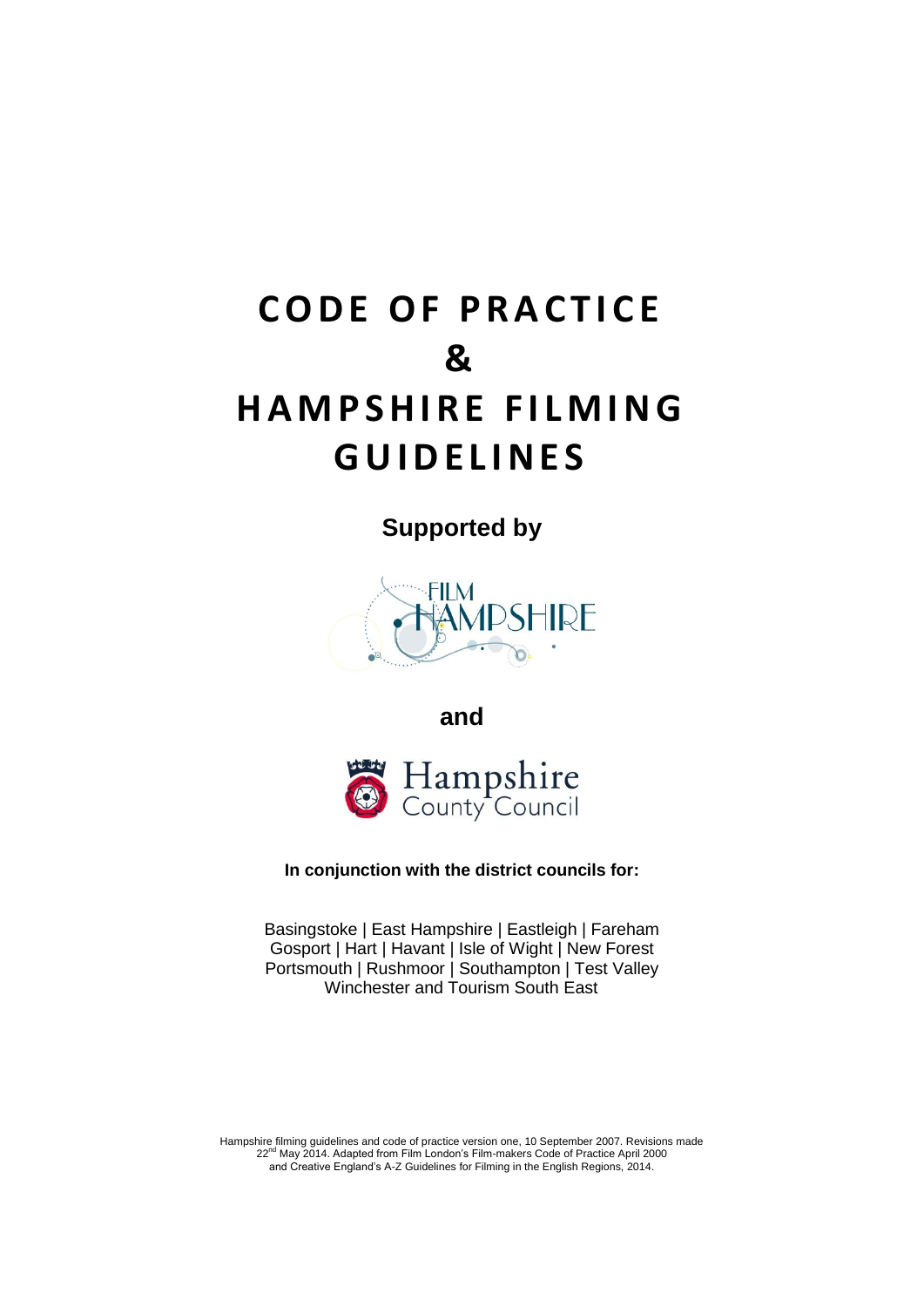# CODE OF PRACTICE & HAMPSHIRE FILMING GUIDELINES

**Supported by**

**and**

**In conjunction with the district councils for:**

Basingstoke | East Hampshire | Eastleigh | Fareham
Gosport | Hart | Havant | Isle of Wight | New Forest
Portsmouth | Rushmoor | Southampton | Test Valley
Winchester and Tourism South East

Hampshire filming guidelines and code of practice version one, 10 September 2007. Revisions made 22nd May 2014. Adapted from Film London's Film-makers Code of Practice April 2000 and Creative England's A-Z Guidelines for Filming in the English Regions, 2014.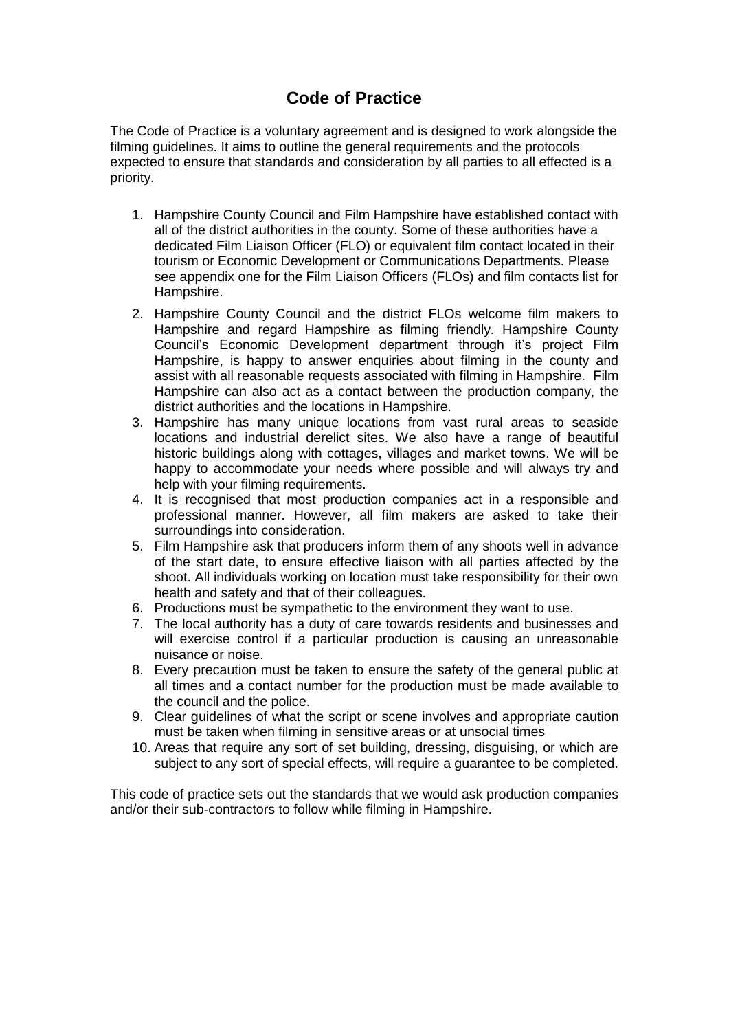# Code of Practice

The Code of Practice is a voluntary agreement and is designed to work alongside the filming guidelines. It aims to outline the general requirements and the protocols expected to ensure that standards and consideration by all parties to all effected is a priority.

1. Hampshire County Council and Film Hampshire have established contact with all of the district authorities in the county. Some of these authorities have a dedicated Film Liaison Officer (FLO) or equivalent film contact located in their tourism or Economic Development or Communications Departments. Please see appendix one for the Film Liaison Officers (FLOs) and film contacts list for Hampshire.
2. Hampshire County Council and the district FLOs welcome film makers to Hampshire and regard Hampshire as filming friendly. Hampshire County Council's Economic Development department through it's project Film Hampshire, is happy to answer enquiries about filming in the county and assist with all reasonable requests associated with filming in Hampshire. Film Hampshire can also act as a contact between the production company, the district authorities and the locations in Hampshire.
3. Hampshire has many unique locations from vast rural areas to seaside locations and industrial derelict sites. We also have a range of beautiful historic buildings along with cottages, villages and market towns. We will be happy to accommodate your needs where possible and will always try and help with your filming requirements.
4. It is recognised that most production companies act in a responsible and professional manner. However, all film makers are asked to take their surroundings into consideration.
5. Film Hampshire ask that producers inform them of any shoots well in advance of the start date, to ensure effective liaison with all parties affected by the shoot. All individuals working on location must take responsibility for their own health and safety and that of their colleagues.
6. Productions must be sympathetic to the environment they want to use.
7. The local authority has a duty of care towards residents and businesses and will exercise control if a particular production is causing an unreasonable nuisance or noise.
8. Every precaution must be taken to ensure the safety of the general public at all times and a contact number for the production must be made available to the council and the police.
9. Clear guidelines of what the script or scene involves and appropriate caution must be taken when filming in sensitive areas or at unsocial times
10. Areas that require any sort of set building, dressing, disguising, or which are subject to any sort of special effects, will require a guarantee to be completed.

This code of practice sets out the standards that we would ask production companies and/or their sub-contractors to follow while filming in Hampshire.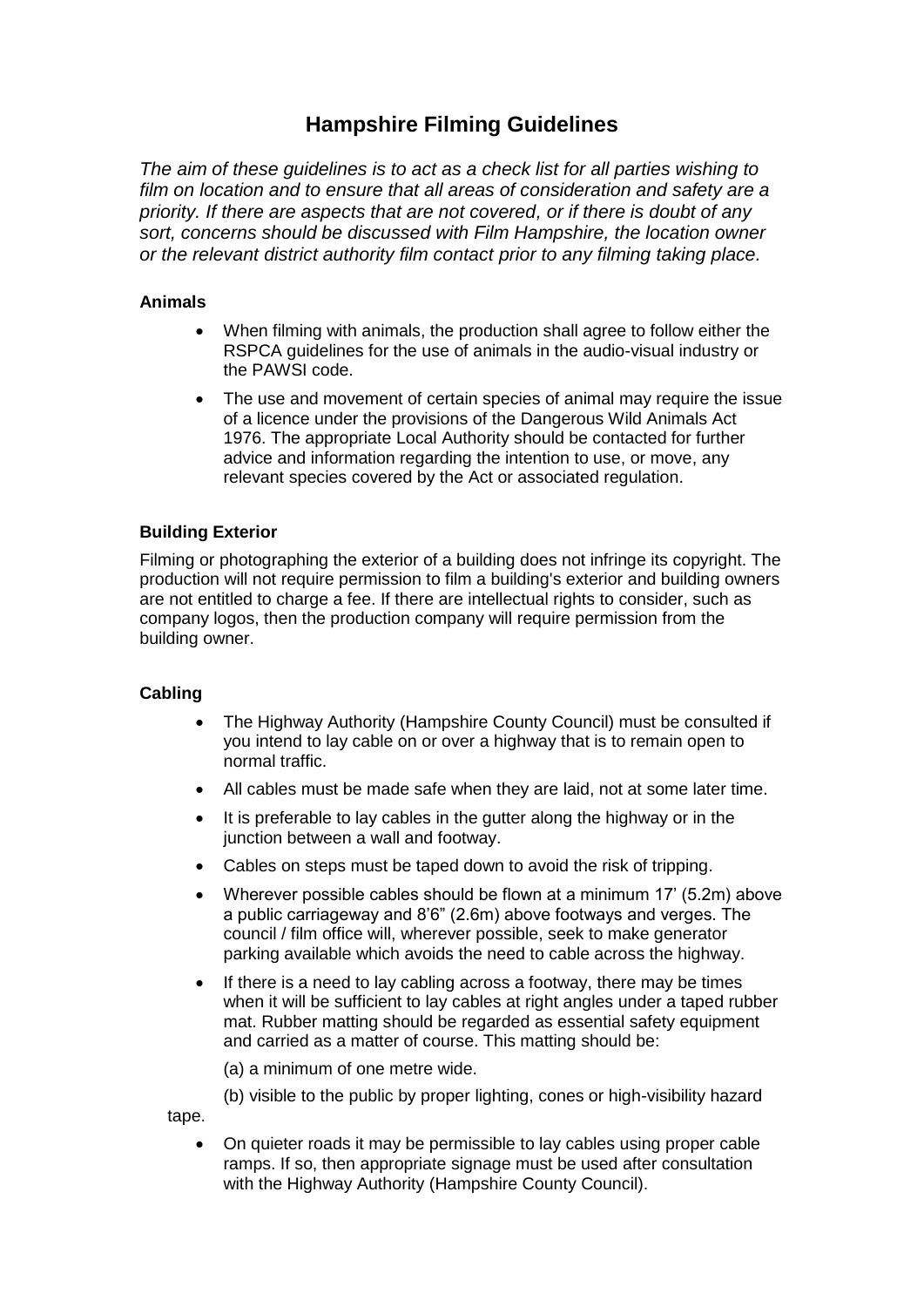# Hampshire Filming Guidelines

*The aim of these guidelines is to act as a check list for all parties wishing to film on location and to ensure that all areas of consideration and safety are a priority. If there are aspects that are not covered, or if there is doubt of any sort, concerns should be discussed with Film Hampshire, the location owner or the relevant district authority film contact prior to any filming taking place.*

### Animals

- When filming with animals, the production shall agree to follow either the RSPCA guidelines for the use of animals in the audio-visual industry or the PAWSI code.
- The use and movement of certain species of animal may require the issue of a licence under the provisions of the Dangerous Wild Animals Act 1976. The appropriate Local Authority should be contacted for further advice and information regarding the intention to use, or move, any relevant species covered by the Act or associated regulation.

### Building Exterior

Filming or photographing the exterior of a building does not infringe its copyright. The production will not require permission to film a building's exterior and building owners are not entitled to charge a fee. If there are intellectual rights to consider, such as company logos, then the production company will require permission from the building owner.

### Cabling

- The Highway Authority (Hampshire County Council) must be consulted if you intend to lay cable on or over a highway that is to remain open to normal traffic.
- All cables must be made safe when they are laid, not at some later time.
- It is preferable to lay cables in the gutter along the highway or in the junction between a wall and footway.
- Cables on steps must be taped down to avoid the risk of tripping.
- Wherever possible cables should be flown at a minimum 17' (5.2m) above a public carriageway and 8'6" (2.6m) above footways and verges. The council / film office will, wherever possible, seek to make generator parking available which avoids the need to cable across the highway.
- If there is a need to lay cabling across a footway, there may be times when it will be sufficient to lay cables at right angles under a taped rubber mat. Rubber matting should be regarded as essential safety equipment and carried as a matter of course. This matting should be:

  (a) a minimum of one metre wide.

  (b) visible to the public by proper lighting, cones or high-visibility hazard tape.

- On quieter roads it may be permissible to lay cables using proper cable ramps. If so, then appropriate signage must be used after consultation with the Highway Authority (Hampshire County Council).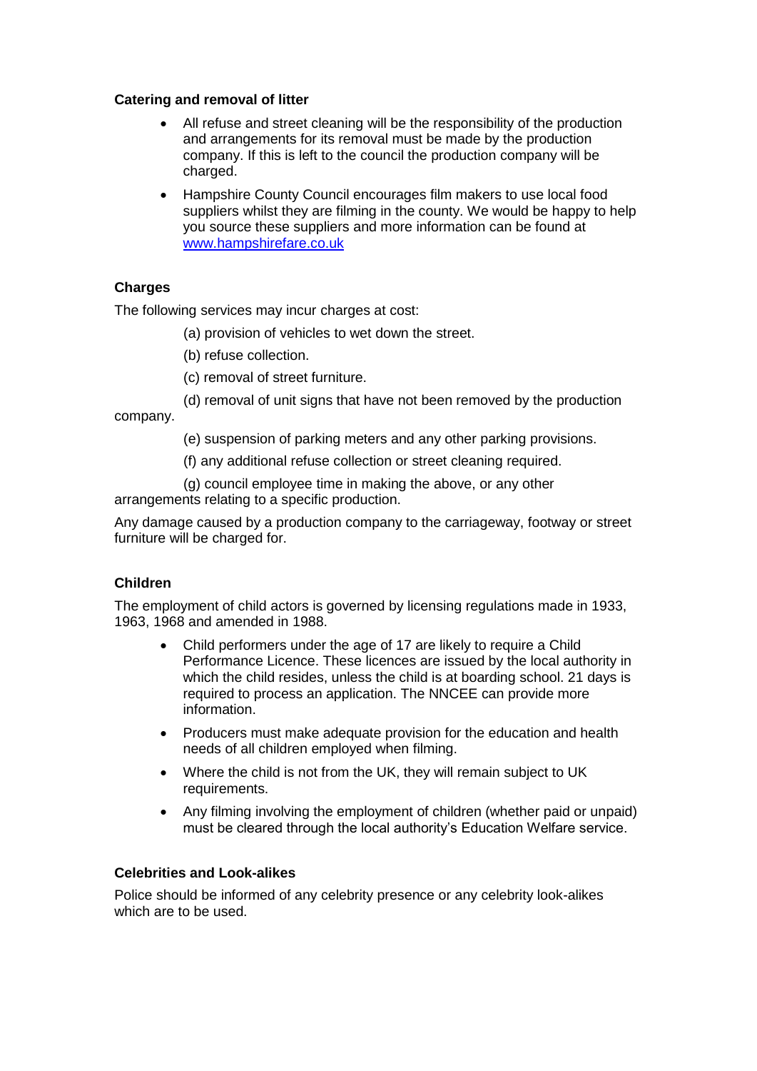**Catering and removal of litter**

- All refuse and street cleaning will be the responsibility of the production and arrangements for its removal must be made by the production company. If this is left to the council the production company will be charged.
- Hampshire County Council encourages film makers to use local food suppliers whilst they are filming in the county. We would be happy to help you source these suppliers and more information can be found at [www.hampshirefare.co.uk](http://www.hampshirefare.co.uk)

**Charges**

The following services may incur charges at cost:

(a) provision of vehicles to wet down the street.

(b) refuse collection.

(c) removal of street furniture.

(d) removal of unit signs that have not been removed by the production company.

(e) suspension of parking meters and any other parking provisions.

(f) any additional refuse collection or street cleaning required.

(g) council employee time in making the above, or any other arrangements relating to a specific production.

Any damage caused by a production company to the carriageway, footway or street furniture will be charged for.

**Children**

The employment of child actors is governed by licensing regulations made in 1933, 1963, 1968 and amended in 1988.

- Child performers under the age of 17 are likely to require a Child Performance Licence. These licences are issued by the local authority in which the child resides, unless the child is at boarding school. 21 days is required to process an application. The NNCEE can provide more information.
- Producers must make adequate provision for the education and health needs of all children employed when filming.
- Where the child is not from the UK, they will remain subject to UK requirements.
- Any filming involving the employment of children (whether paid or unpaid) must be cleared through the local authority's Education Welfare service.

**Celebrities and Look-alikes**

Police should be informed of any celebrity presence or any celebrity look-alikes which are to be used.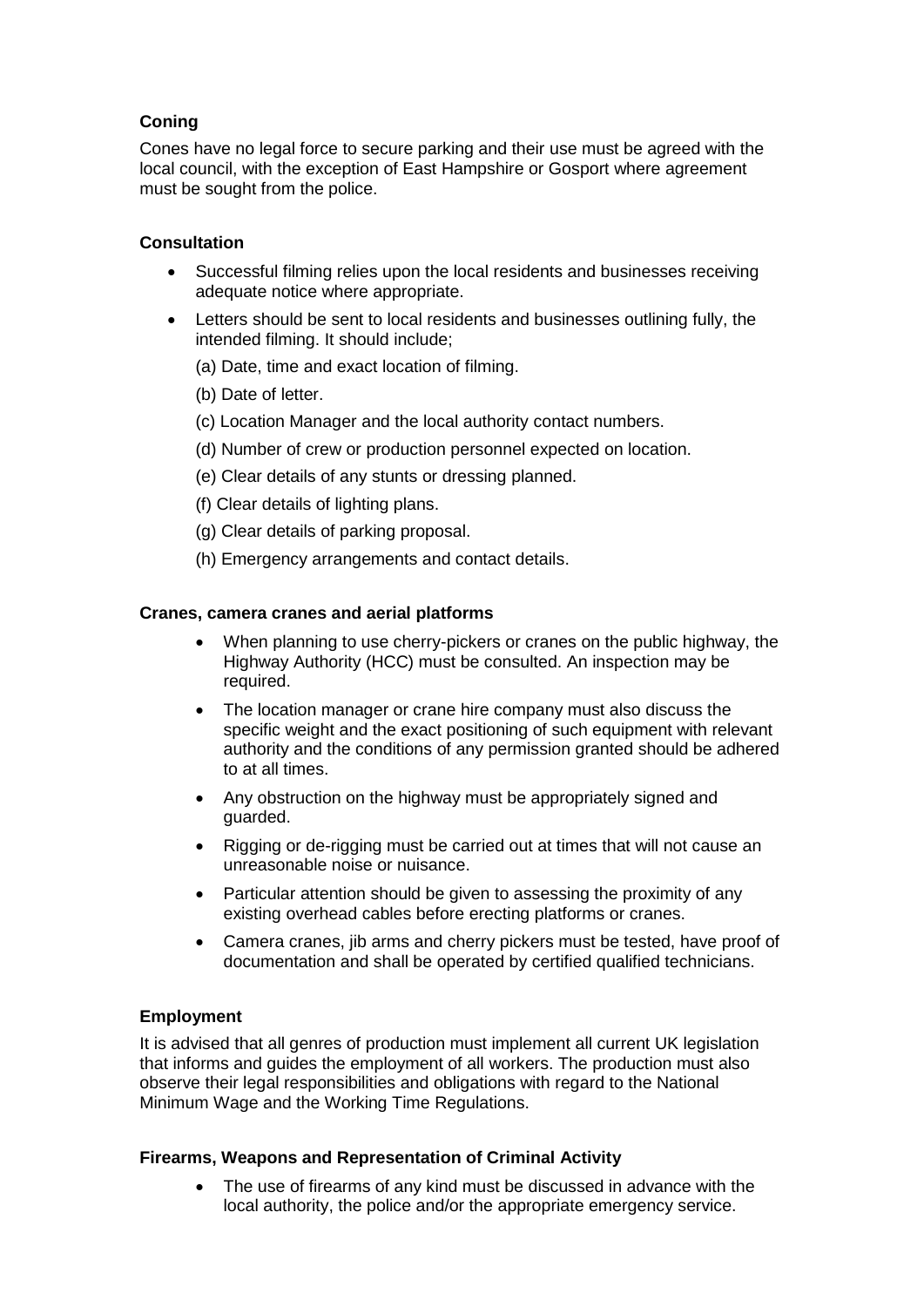### Coning

Cones have no legal force to secure parking and their use must be agreed with the local council, with the exception of East Hampshire or Gosport where agreement must be sought from the police.

### Consultation

- Successful filming relies upon the local residents and businesses receiving adequate notice where appropriate.
- Letters should be sent to local residents and businesses outlining fully, the intended filming. It should include;
  - (a) Date, time and exact location of filming.
  - (b) Date of letter.
  - (c) Location Manager and the local authority contact numbers.
  - (d) Number of crew or production personnel expected on location.
  - (e) Clear details of any stunts or dressing planned.
  - (f) Clear details of lighting plans.
  - (g) Clear details of parking proposal.
  - (h) Emergency arrangements and contact details.

### Cranes, camera cranes and aerial platforms

- When planning to use cherry-pickers or cranes on the public highway, the Highway Authority (HCC) must be consulted. An inspection may be required.
- The location manager or crane hire company must also discuss the specific weight and the exact positioning of such equipment with relevant authority and the conditions of any permission granted should be adhered to at all times.
- Any obstruction on the highway must be appropriately signed and guarded.
- Rigging or de-rigging must be carried out at times that will not cause an unreasonable noise or nuisance.
- Particular attention should be given to assessing the proximity of any existing overhead cables before erecting platforms or cranes.
- Camera cranes, jib arms and cherry pickers must be tested, have proof of documentation and shall be operated by certified qualified technicians.

### Employment

It is advised that all genres of production must implement all current UK legislation that informs and guides the employment of all workers. The production must also observe their legal responsibilities and obligations with regard to the National Minimum Wage and the Working Time Regulations.

### Firearms, Weapons and Representation of Criminal Activity

- The use of firearms of any kind must be discussed in advance with the local authority, the police and/or the appropriate emergency service.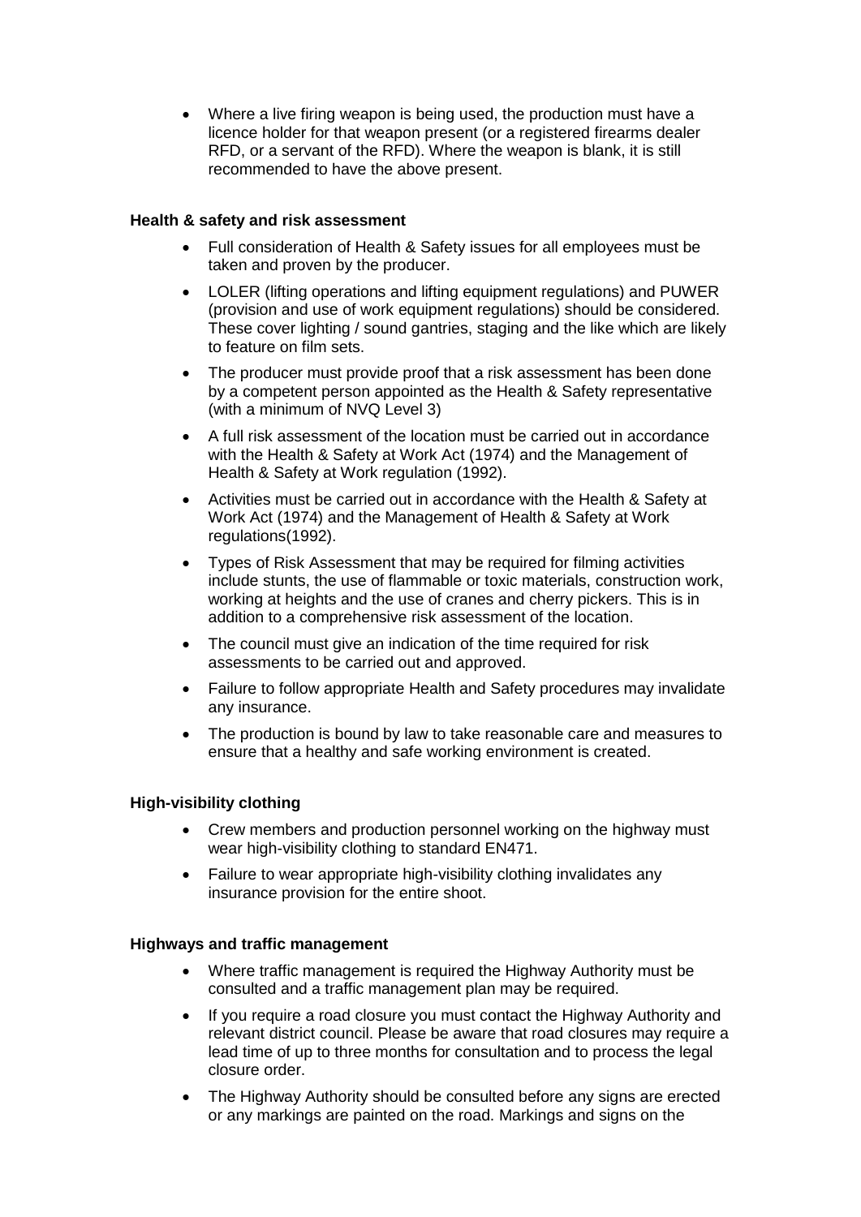- Where a live firing weapon is being used, the production must have a licence holder for that weapon present (or a registered firearms dealer RFD, or a servant of the RFD). Where the weapon is blank, it is still recommended to have the above present.

**Health & safety and risk assessment**

- Full consideration of Health & Safety issues for all employees must be taken and proven by the producer.
- LOLER (lifting operations and lifting equipment regulations) and PUWER (provision and use of work equipment regulations) should be considered. These cover lighting / sound gantries, staging and the like which are likely to feature on film sets.
- The producer must provide proof that a risk assessment has been done by a competent person appointed as the Health & Safety representative (with a minimum of NVQ Level 3)
- A full risk assessment of the location must be carried out in accordance with the Health & Safety at Work Act (1974) and the Management of Health & Safety at Work regulation (1992).
- Activities must be carried out in accordance with the Health & Safety at Work Act (1974) and the Management of Health & Safety at Work regulations(1992).
- Types of Risk Assessment that may be required for filming activities include stunts, the use of flammable or toxic materials, construction work, working at heights and the use of cranes and cherry pickers. This is in addition to a comprehensive risk assessment of the location.
- The council must give an indication of the time required for risk assessments to be carried out and approved.
- Failure to follow appropriate Health and Safety procedures may invalidate any insurance.
- The production is bound by law to take reasonable care and measures to ensure that a healthy and safe working environment is created.

**High-visibility clothing**

- Crew members and production personnel working on the highway must wear high-visibility clothing to standard EN471.
- Failure to wear appropriate high-visibility clothing invalidates any insurance provision for the entire shoot.

**Highways and traffic management**

- Where traffic management is required the Highway Authority must be consulted and a traffic management plan may be required.
- If you require a road closure you must contact the Highway Authority and relevant district council. Please be aware that road closures may require a lead time of up to three months for consultation and to process the legal closure order.
- The Highway Authority should be consulted before any signs are erected or any markings are painted on the road. Markings and signs on the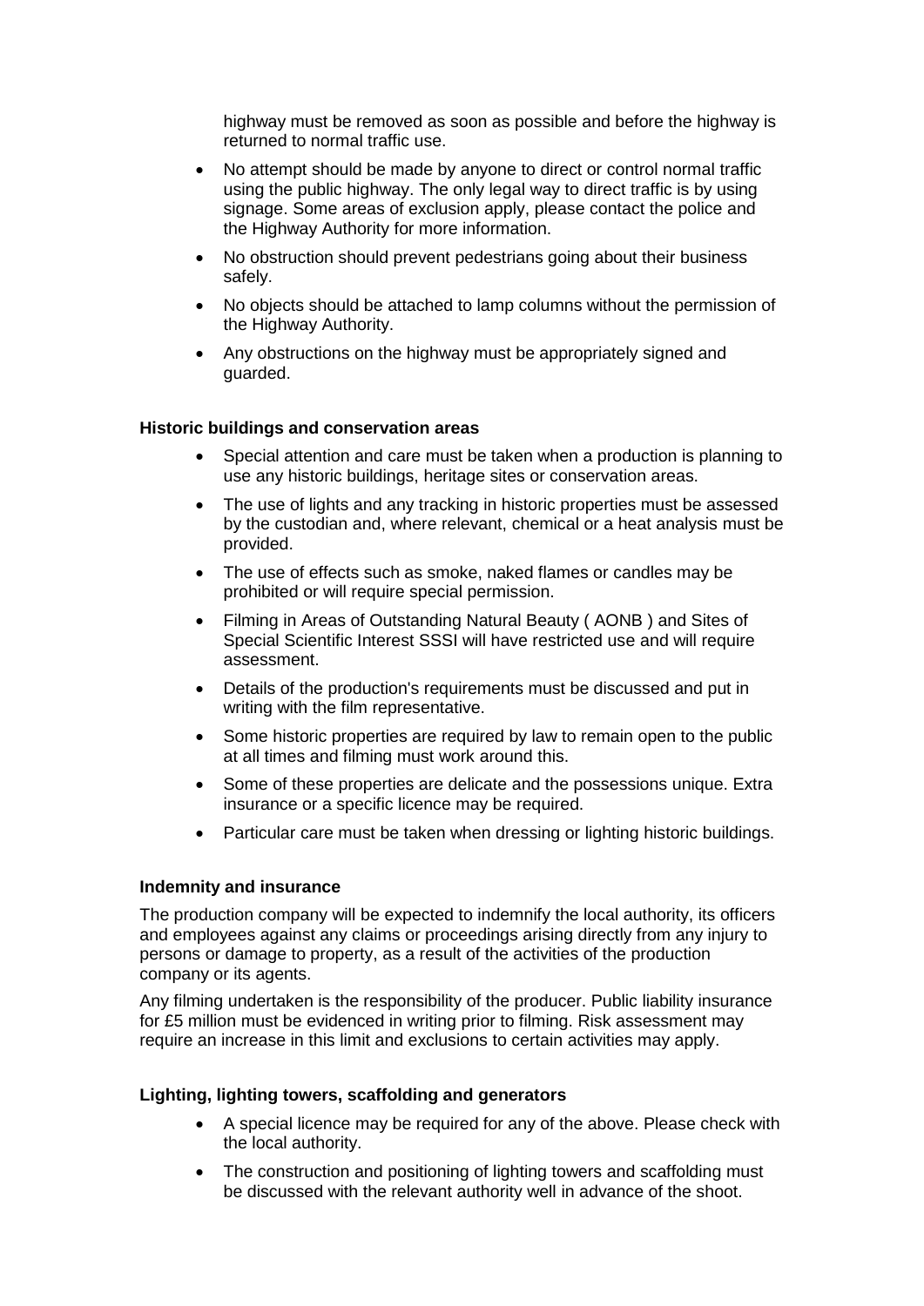highway must be removed as soon as possible and before the highway is returned to normal traffic use.

- No attempt should be made by anyone to direct or control normal traffic using the public highway. The only legal way to direct traffic is by using signage. Some areas of exclusion apply, please contact the police and the Highway Authority for more information.
- No obstruction should prevent pedestrians going about their business safely.
- No objects should be attached to lamp columns without the permission of the Highway Authority.
- Any obstructions on the highway must be appropriately signed and guarded.

**Historic buildings and conservation areas**

- Special attention and care must be taken when a production is planning to use any historic buildings, heritage sites or conservation areas.
- The use of lights and any tracking in historic properties must be assessed by the custodian and, where relevant, chemical or a heat analysis must be provided.
- The use of effects such as smoke, naked flames or candles may be prohibited or will require special permission.
- Filming in Areas of Outstanding Natural Beauty ( AONB ) and Sites of Special Scientific Interest SSSI will have restricted use and will require assessment.
- Details of the production's requirements must be discussed and put in writing with the film representative.
- Some historic properties are required by law to remain open to the public at all times and filming must work around this.
- Some of these properties are delicate and the possessions unique. Extra insurance or a specific licence may be required.
- Particular care must be taken when dressing or lighting historic buildings.

**Indemnity and insurance**

The production company will be expected to indemnify the local authority, its officers and employees against any claims or proceedings arising directly from any injury to persons or damage to property, as a result of the activities of the production company or its agents.

Any filming undertaken is the responsibility of the producer. Public liability insurance for £5 million must be evidenced in writing prior to filming. Risk assessment may require an increase in this limit and exclusions to certain activities may apply.

**Lighting, lighting towers, scaffolding and generators**

- A special licence may be required for any of the above. Please check with the local authority.
- The construction and positioning of lighting towers and scaffolding must be discussed with the relevant authority well in advance of the shoot.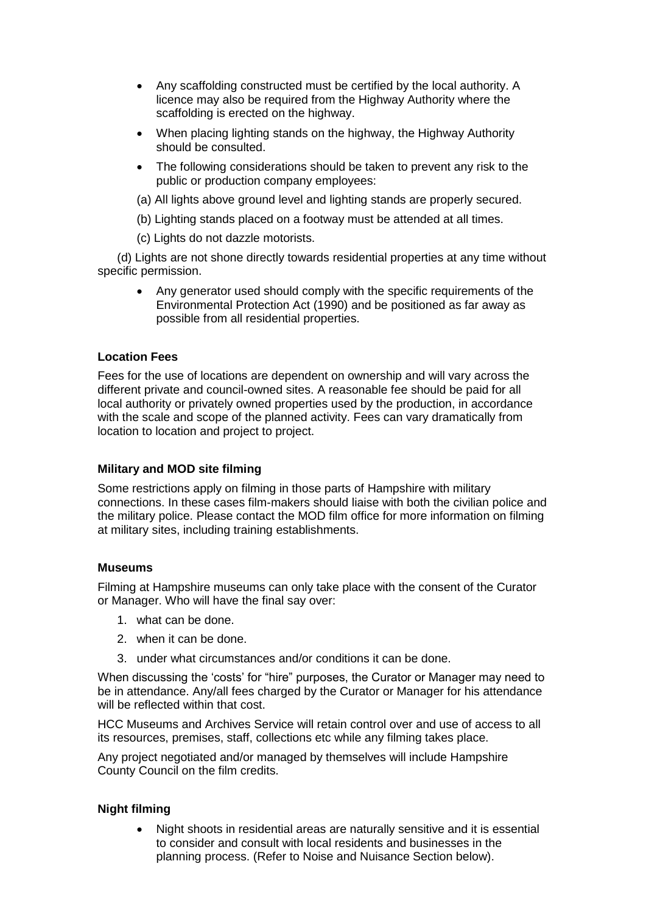- Any scaffolding constructed must be certified by the local authority. A licence may also be required from the Highway Authority where the scaffolding is erected on the highway.
- When placing lighting stands on the highway, the Highway Authority should be consulted.
- The following considerations should be taken to prevent any risk to the public or production company employees:

(a) All lights above ground level and lighting stands are properly secured.

(b) Lighting stands placed on a footway must be attended at all times.

(c) Lights do not dazzle motorists.

(d) Lights are not shone directly towards residential properties at any time without specific permission.

- Any generator used should comply with the specific requirements of the Environmental Protection Act (1990) and be positioned as far away as possible from all residential properties.

**Location Fees**

Fees for the use of locations are dependent on ownership and will vary across the different private and council-owned sites. A reasonable fee should be paid for all local authority or privately owned properties used by the production, in accordance with the scale and scope of the planned activity. Fees can vary dramatically from location to location and project to project.

**Military and MOD site filming**

Some restrictions apply on filming in those parts of Hampshire with military connections. In these cases film-makers should liaise with both the civilian police and the military police. Please contact the MOD film office for more information on filming at military sites, including training establishments.

**Museums**

Filming at Hampshire museums can only take place with the consent of the Curator or Manager. Who will have the final say over:

1. what can be done.
2. when it can be done.
3. under what circumstances and/or conditions it can be done.

When discussing the 'costs' for "hire" purposes, the Curator or Manager may need to be in attendance. Any/all fees charged by the Curator or Manager for his attendance will be reflected within that cost.

HCC Museums and Archives Service will retain control over and use of access to all its resources, premises, staff, collections etc while any filming takes place.

Any project negotiated and/or managed by themselves will include Hampshire County Council on the film credits.

**Night filming**

- Night shoots in residential areas are naturally sensitive and it is essential to consider and consult with local residents and businesses in the planning process. (Refer to Noise and Nuisance Section below).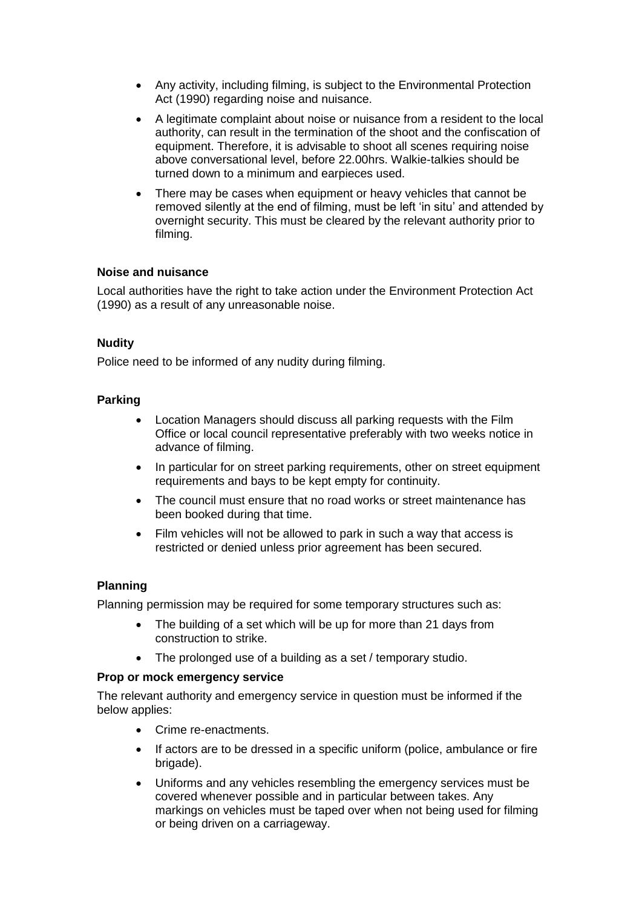- Any activity, including filming, is subject to the Environmental Protection Act (1990) regarding noise and nuisance.
- A legitimate complaint about noise or nuisance from a resident to the local authority, can result in the termination of the shoot and the confiscation of equipment. Therefore, it is advisable to shoot all scenes requiring noise above conversational level, before 22.00hrs. Walkie-talkies should be turned down to a minimum and earpieces used.
- There may be cases when equipment or heavy vehicles that cannot be removed silently at the end of filming, must be left 'in situ' and attended by overnight security. This must be cleared by the relevant authority prior to filming.

**Noise and nuisance**

Local authorities have the right to take action under the Environment Protection Act (1990) as a result of any unreasonable noise.

**Nudity**

Police need to be informed of any nudity during filming.

**Parking**

- Location Managers should discuss all parking requests with the Film Office or local council representative preferably with two weeks notice in advance of filming.
- In particular for on street parking requirements, other on street equipment requirements and bays to be kept empty for continuity.
- The council must ensure that no road works or street maintenance has been booked during that time.
- Film vehicles will not be allowed to park in such a way that access is restricted or denied unless prior agreement has been secured.

**Planning**

Planning permission may be required for some temporary structures such as:

- The building of a set which will be up for more than 21 days from construction to strike.
- The prolonged use of a building as a set / temporary studio.

**Prop or mock emergency service**

The relevant authority and emergency service in question must be informed if the below applies:

- Crime re-enactments.
- If actors are to be dressed in a specific uniform (police, ambulance or fire brigade).
- Uniforms and any vehicles resembling the emergency services must be covered whenever possible and in particular between takes. Any markings on vehicles must be taped over when not being used for filming or being driven on a carriageway.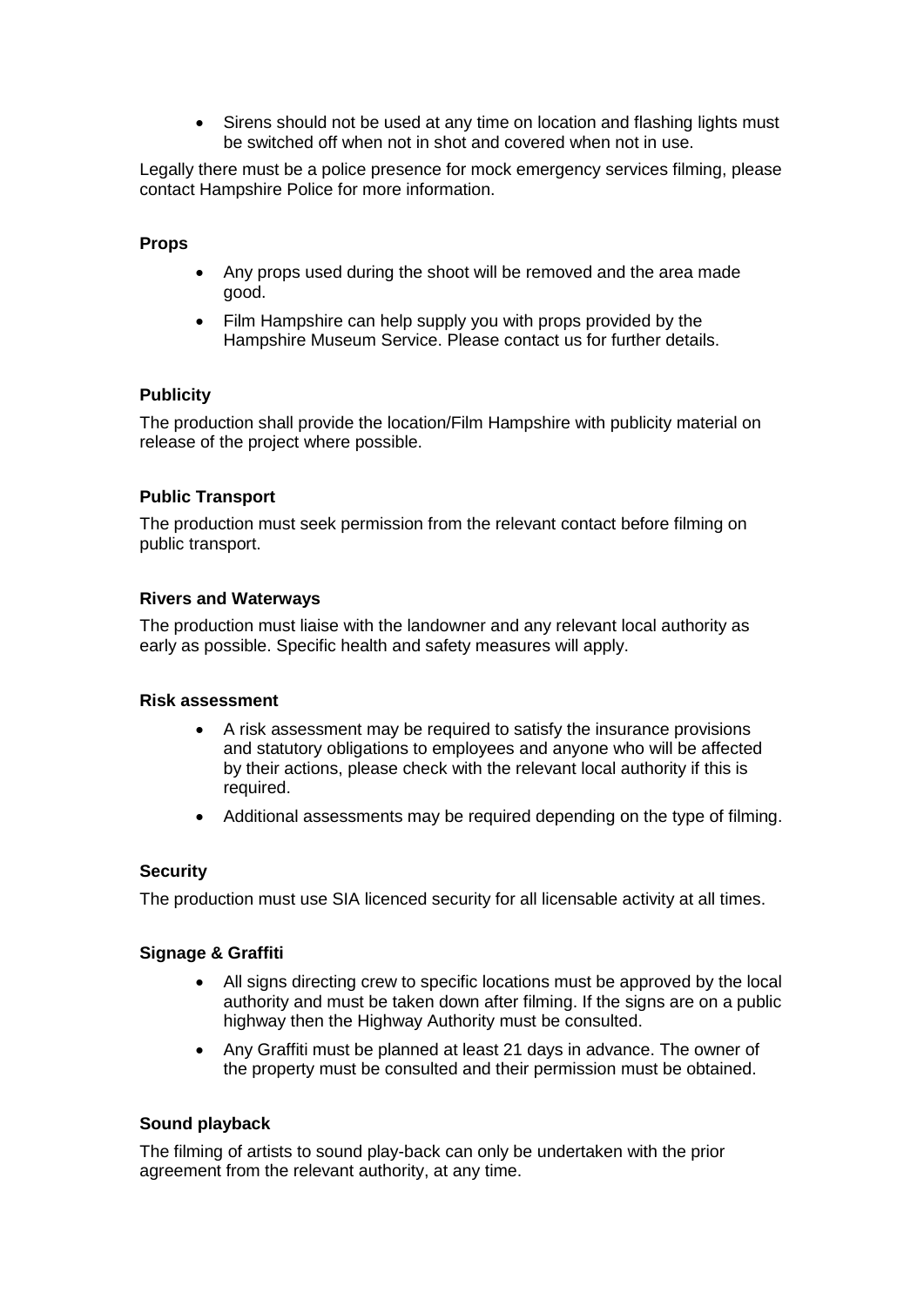- Sirens should not be used at any time on location and flashing lights must be switched off when not in shot and covered when not in use.

Legally there must be a police presence for mock emergency services filming, please contact Hampshire Police for more information.

**Props**

- Any props used during the shoot will be removed and the area made good.
- Film Hampshire can help supply you with props provided by the Hampshire Museum Service. Please contact us for further details.

**Publicity**

The production shall provide the location/Film Hampshire with publicity material on release of the project where possible.

**Public Transport**

The production must seek permission from the relevant contact before filming on public transport.

**Rivers and Waterways**

The production must liaise with the landowner and any relevant local authority as early as possible. Specific health and safety measures will apply.

**Risk assessment**

- A risk assessment may be required to satisfy the insurance provisions and statutory obligations to employees and anyone who will be affected by their actions, please check with the relevant local authority if this is required.
- Additional assessments may be required depending on the type of filming.

**Security**

The production must use SIA licenced security for all licensable activity at all times.

**Signage & Graffiti**

- All signs directing crew to specific locations must be approved by the local authority and must be taken down after filming. If the signs are on a public highway then the Highway Authority must be consulted.
- Any Graffiti must be planned at least 21 days in advance. The owner of the property must be consulted and their permission must be obtained.

**Sound playback**

The filming of artists to sound play-back can only be undertaken with the prior agreement from the relevant authority, at any time.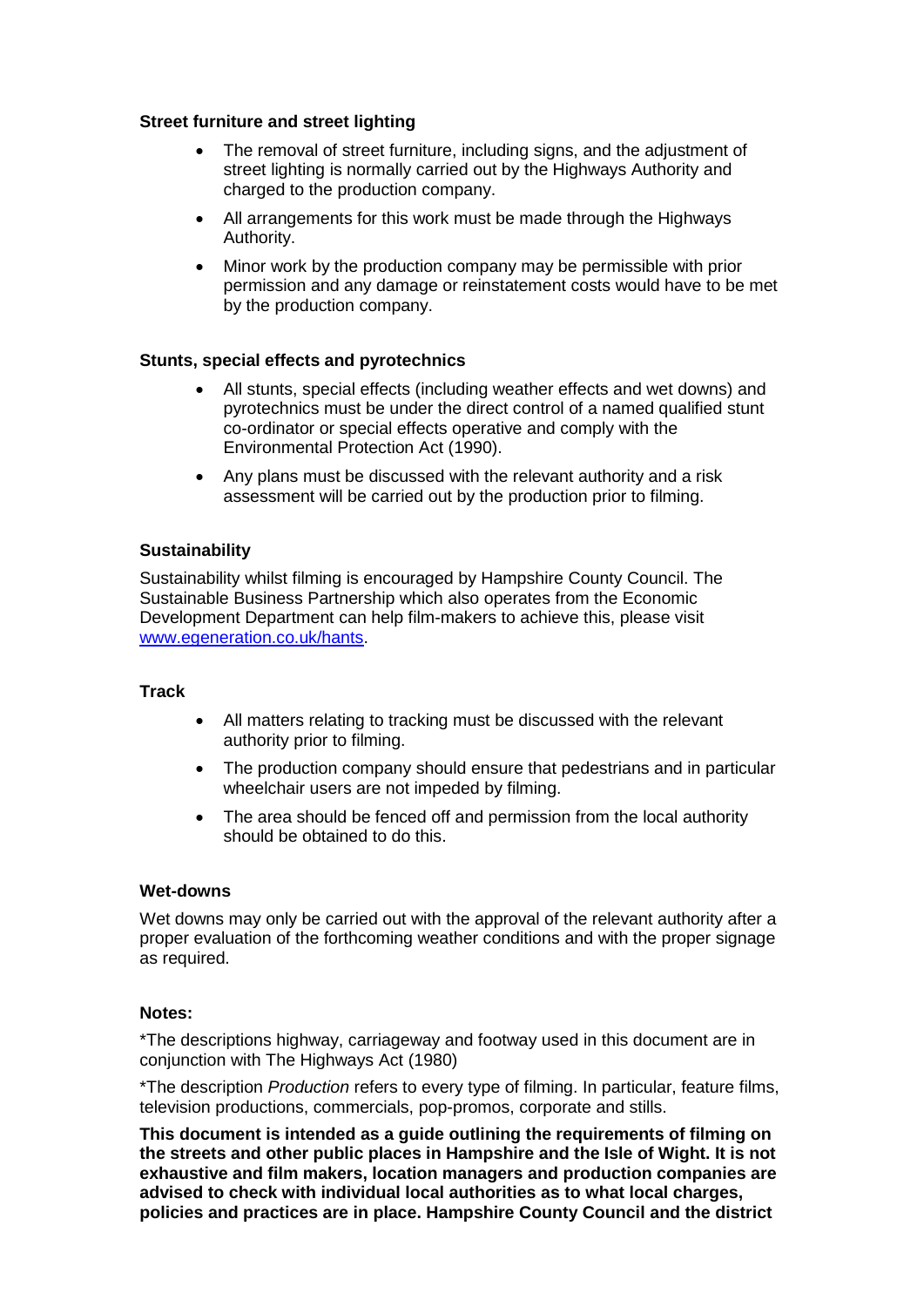**Street furniture and street lighting**

- The removal of street furniture, including signs, and the adjustment of street lighting is normally carried out by the Highways Authority and charged to the production company.
- All arrangements for this work must be made through the Highways Authority.
- Minor work by the production company may be permissible with prior permission and any damage or reinstatement costs would have to be met by the production company.

**Stunts, special effects and pyrotechnics**

- All stunts, special effects (including weather effects and wet downs) and pyrotechnics must be under the direct control of a named qualified stunt co-ordinator or special effects operative and comply with the Environmental Protection Act (1990).
- Any plans must be discussed with the relevant authority and a risk assessment will be carried out by the production prior to filming.

**Sustainability**

Sustainability whilst filming is encouraged by Hampshire County Council. The Sustainable Business Partnership which also operates from the Economic Development Department can help film-makers to achieve this, please visit [www.egeneration.co.uk/hants](http://www.egeneration.co.uk/hants).

**Track**

- All matters relating to tracking must be discussed with the relevant authority prior to filming.
- The production company should ensure that pedestrians and in particular wheelchair users are not impeded by filming.
- The area should be fenced off and permission from the local authority should be obtained to do this.

**Wet-downs**

Wet downs may only be carried out with the approval of the relevant authority after a proper evaluation of the forthcoming weather conditions and with the proper signage as required.

**Notes:**

*The descriptions highway, carriageway and footway used in this document are in conjunction with The Highways Act (1980)

*The description *Production* refers to every type of filming. In particular, feature films, television productions, commercials, pop-promos, corporate and stills.

**This document is intended as a guide outlining the requirements of filming on the streets and other public places in Hampshire and the Isle of Wight. It is not exhaustive and film makers, location managers and production companies are advised to check with individual local authorities as to what local charges, policies and practices are in place. Hampshire County Council and the district**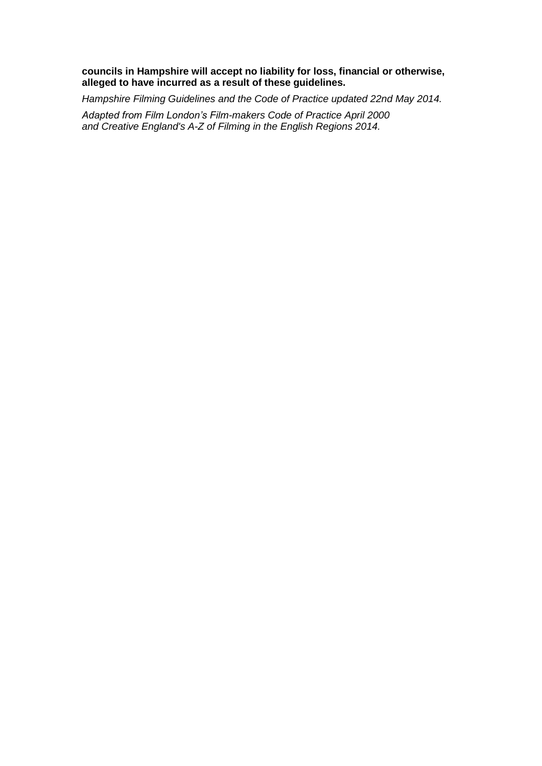**councils in Hampshire will accept no liability for loss, financial or otherwise, alleged to have incurred as a result of these guidelines.**

*Hampshire Filming Guidelines and the Code of Practice updated 22nd May 2014.*

*Adapted from Film London's Film-makers Code of Practice April 2000 and Creative England's A-Z of Filming in the English Regions 2014.*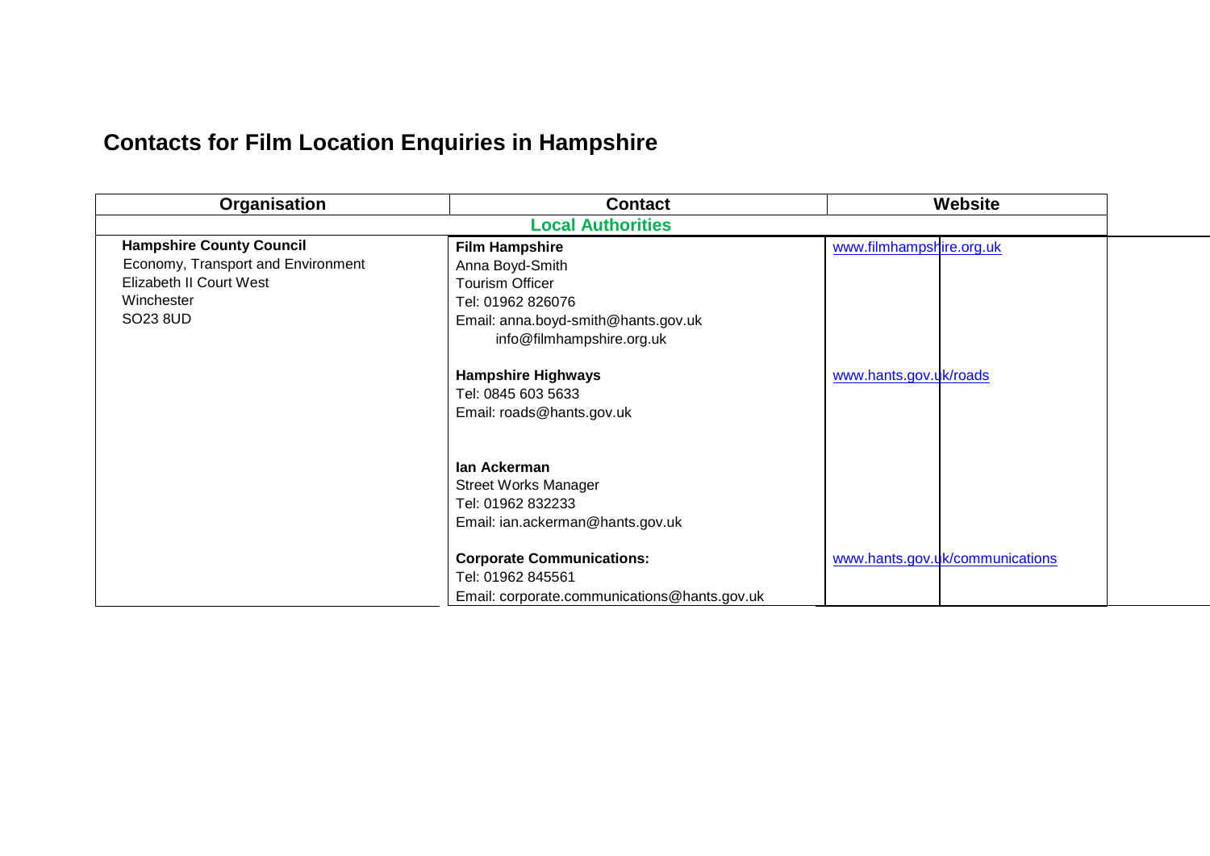# Contacts for Film Location Enquiries in Hampshire

| Organisation | Contact | Website |
|---|---|---|
| **Local Authorities** | | |
| **Hampshire County Council**<br>Economy, Transport and Environment<br>Elizabeth II Court West<br>Winchester<br>SO23 8UD | **Film Hampshire**<br>Anna Boyd-Smith<br>Tourism Officer<br>Tel: 01962 826076<br>Email: anna.boyd-smith@hants.gov.uk<br>info@filmhampshire.org.uk | www.filmhampshire.org.uk |
| | **Hampshire Highways**<br>Tel: 0845 603 5633<br>Email: roads@hants.gov.uk | www.hants.gov.uk/roads |
| | **Ian Ackerman**<br>Street Works Manager<br>Tel: 01962 832233<br>Email: ian.ackerman@hants.gov.uk | |
| | **Corporate Communications:**<br>Tel: 01962 845561<br>Email: corporate.communications@hants.gov.uk | www.hants.gov.uk/communications |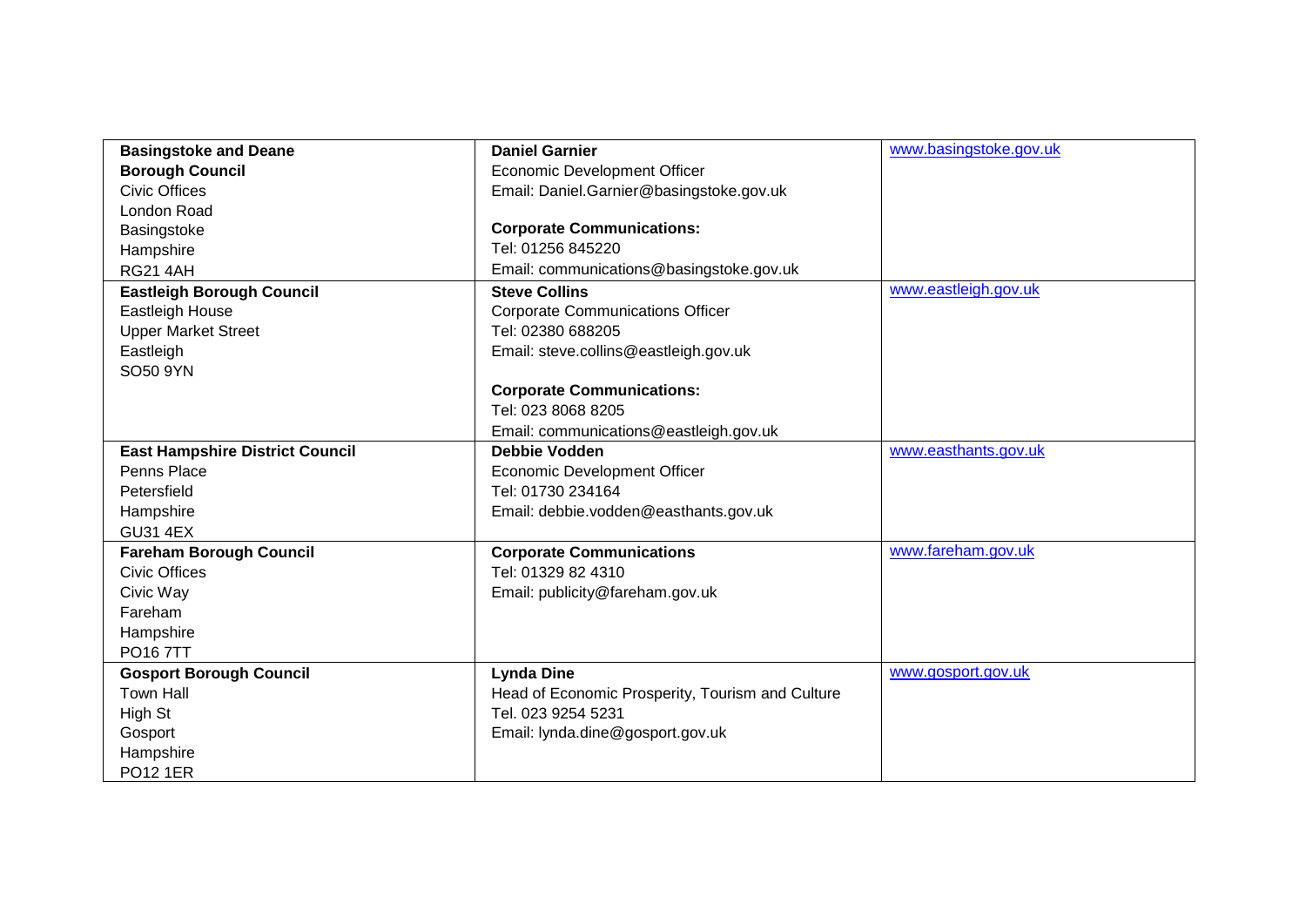| | | |
|---|---|---|
| **Basingstoke and Deane Borough Council**<br>Civic Offices<br>London Road<br>Basingstoke<br>Hampshire<br>RG21 4AH | **Daniel Garnier**<br>Economic Development Officer<br>Email: Daniel.Garnier@basingstoke.gov.uk<br><br>**Corporate Communications:**<br>Tel: 01256 845220<br>Email: communications@basingstoke.gov.uk | www.basingstoke.gov.uk |
| **Eastleigh Borough Council**<br>Eastleigh House<br>Upper Market Street<br>Eastleigh<br>SO50 9YN | **Steve Collins**<br>Corporate Communications Officer<br>Tel: 02380 688205<br>Email: steve.collins@eastleigh.gov.uk<br><br>**Corporate Communications:**<br>Tel: 023 8068 8205<br>Email: communications@eastleigh.gov.uk | www.eastleigh.gov.uk |
| **East Hampshire District Council**<br>Penns Place<br>Petersfield<br>Hampshire<br>GU31 4EX | **Debbie Vodden**<br>Economic Development Officer<br>Tel: 01730 234164<br>Email: debbie.vodden@easthants.gov.uk | www.easthants.gov.uk |
| **Fareham Borough Council**<br>Civic Offices<br>Civic Way<br>Fareham<br>Hampshire<br>PO16 7TT | **Corporate Communications**<br>Tel: 01329 82 4310<br>Email: publicity@fareham.gov.uk | www.fareham.gov.uk |
| **Gosport Borough Council**<br>Town Hall<br>High St<br>Gosport<br>Hampshire<br>PO12 1ER | **Lynda Dine**<br>Head of Economic Prosperity, Tourism and Culture<br>Tel. 023 9254 5231<br>Email: lynda.dine@gosport.gov.uk | www.gosport.gov.uk |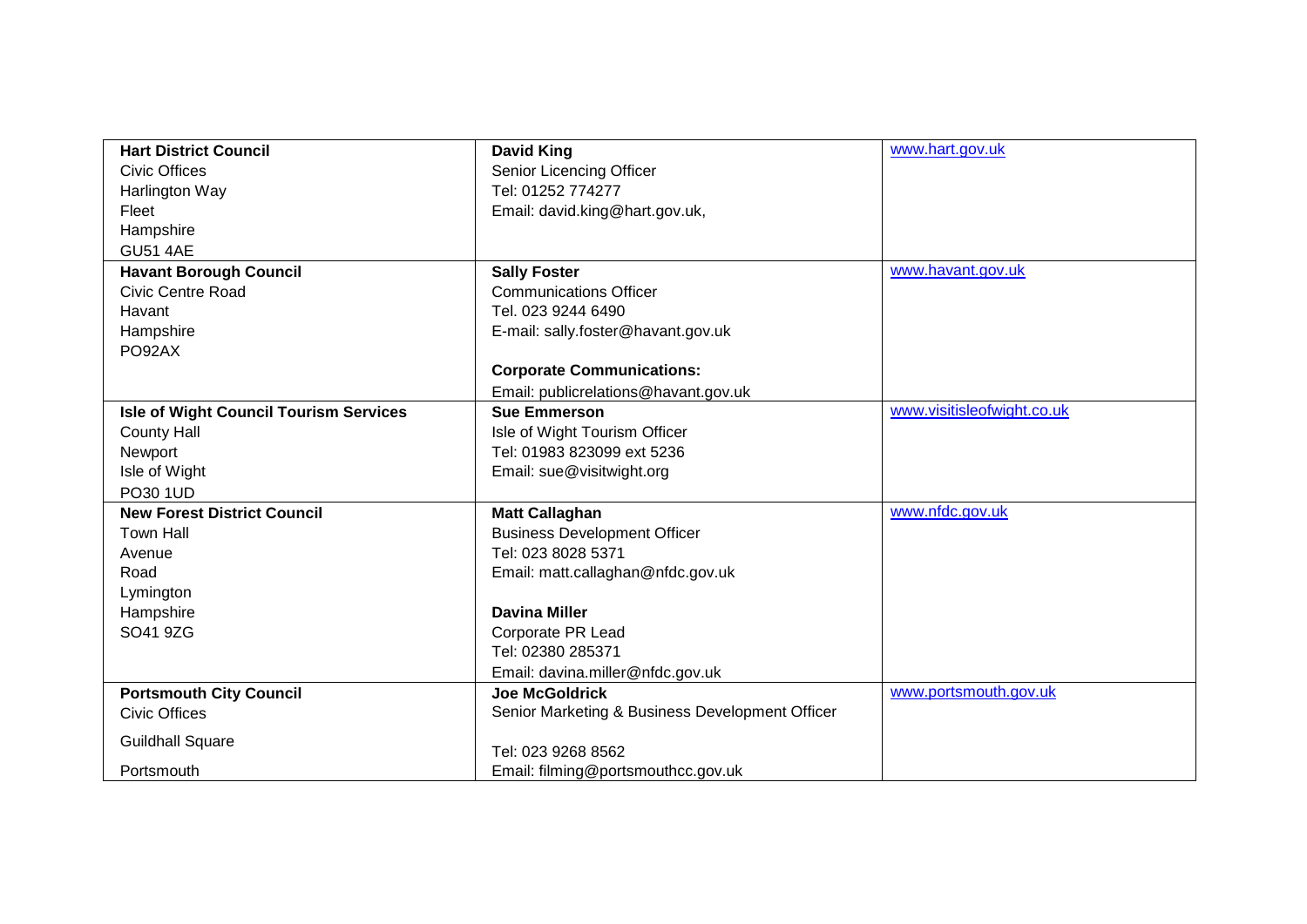| | | |
|---|---|---|
| **Hart District Council**<br>Civic Offices<br>Harlington Way<br>Fleet<br>Hampshire<br>GU51 4AE | **David King**<br>Senior Licencing Officer<br>Tel: 01252 774277<br>Email: david.king@hart.gov.uk, | www.hart.gov.uk |
| **Havant Borough Council**<br>Civic Centre Road<br>Havant<br>Hampshire<br>PO92AX | **Sally Foster**<br>Communications Officer<br>Tel. 023 9244 6490<br>E-mail: sally.foster@havant.gov.uk<br><br>**Corporate Communications:**<br>Email: publicrelations@havant.gov.uk | www.havant.gov.uk |
| **Isle of Wight Council Tourism Services**<br>County Hall<br>Newport<br>Isle of Wight<br>PO30 1UD | **Sue Emmerson**<br>Isle of Wight Tourism Officer<br>Tel: 01983 823099 ext 5236<br>Email: sue@visitwight.org | www.visitisleofwight.co.uk |
| **New Forest District Council**<br>Town Hall<br>Avenue<br>Road<br>Lymington<br>Hampshire<br>SO41 9ZG | **Matt Callaghan**<br>Business Development Officer<br>Tel: 023 8028 5371<br>Email: matt.callaghan@nfdc.gov.uk<br><br>**Davina Miller**<br>Corporate PR Lead<br>Tel: 02380 285371<br>Email: davina.miller@nfdc.gov.uk | www.nfdc.gov.uk |
| **Portsmouth City Council**<br>Civic Offices<br>Guildhall Square<br>Portsmouth | **Joe McGoldrick**<br>Senior Marketing & Business Development Officer<br><br>Tel: 023 9268 8562<br>Email: filming@portsmouthcc.gov.uk | www.portsmouth.gov.uk |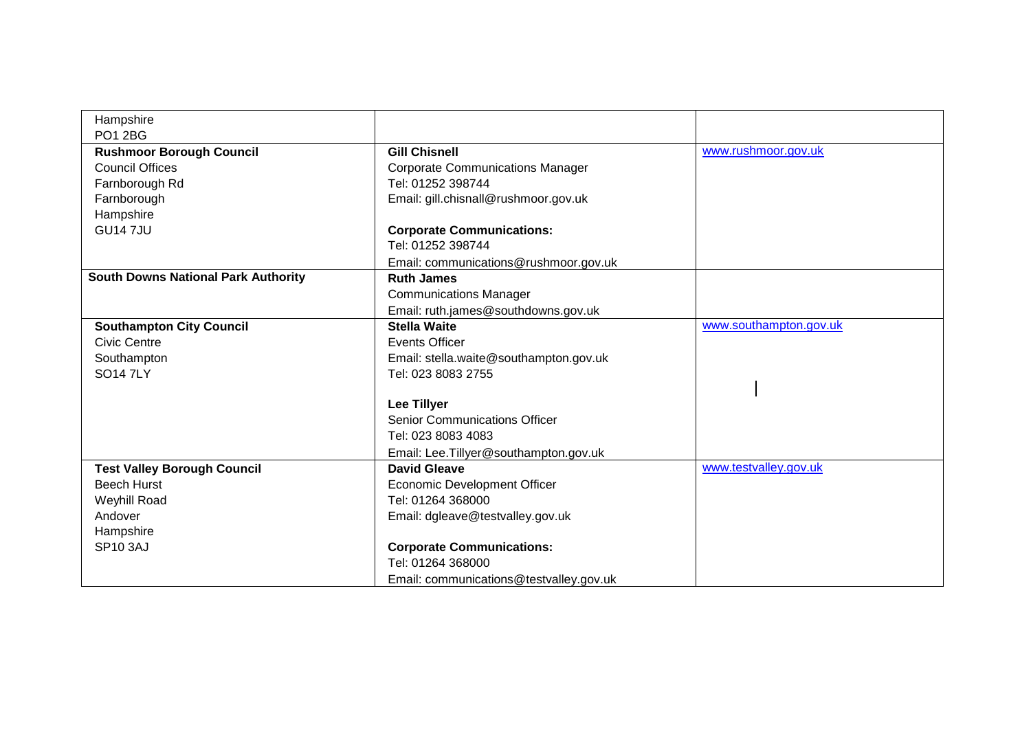| | | |
|---|---|---|
| Hampshire<br>PO1 2BG | | |
| **Rushmoor Borough Council**<br>Council Offices<br>Farnborough Rd<br>Farnborough<br>Hampshire<br>GU14 7JU | **Gill Chisnell**<br>Corporate Communications Manager<br>Tel: 01252 398744<br>Email: gill.chisnall@rushmoor.gov.uk<br><br>**Corporate Communications:**<br>Tel: 01252 398744<br>Email: communications@rushmoor.gov.uk | www.rushmoor.gov.uk |
| **South Downs National Park Authority** | **Ruth James**<br>Communications Manager<br>Email: ruth.james@southdowns.gov.uk | |
| **Southampton City Council**<br>Civic Centre<br>Southampton<br>SO14 7LY | **Stella Waite**<br>Events Officer<br>Email: stella.waite@southampton.gov.uk<br>Tel: 023 8083 2755<br><br>**Lee Tillyer**<br>Senior Communications Officer<br>Tel: 023 8083 4083<br>Email: Lee.Tillyer@southampton.gov.uk | www.southampton.gov.uk |
| **Test Valley Borough Council**<br>Beech Hurst<br>Weyhill Road<br>Andover<br>Hampshire<br>SP10 3AJ | **David Gleave**<br>Economic Development Officer<br>Tel: 01264 368000<br>Email: dgleave@testvalley.gov.uk<br><br>**Corporate Communications:**<br>Tel: 01264 368000<br>Email: communications@testvalley.gov.uk | www.testvalley.gov.uk |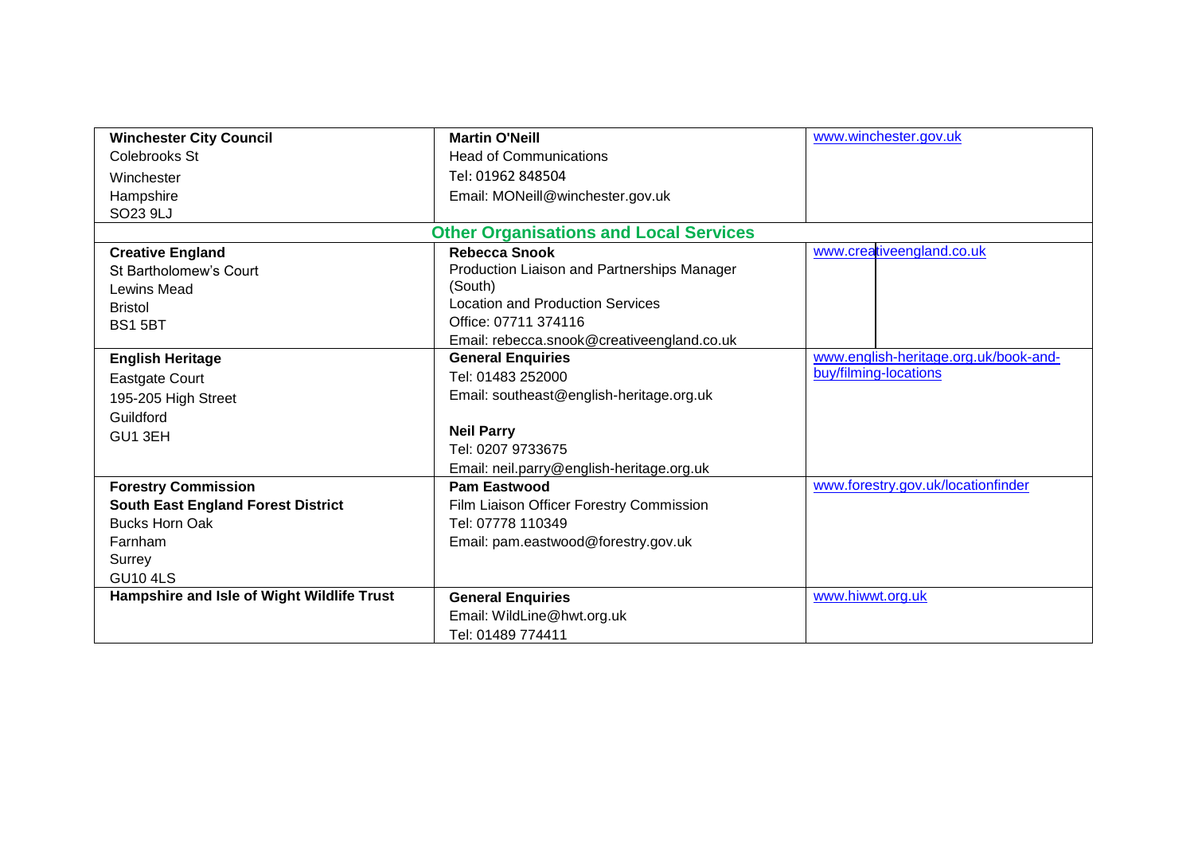| | | |
|---|---|---|
| **Winchester City Council**<br>Colebrooks St<br>Winchester<br>Hampshire<br>SO23 9LJ | **Martin O'Neill**<br>Head of Communications<br>Tel: 01962 848504<br>Email: MONeill@winchester.gov.uk | www.winchester.gov.uk |
| | **Other Organisations and Local Services** | |
| **Creative England**<br>St Bartholomew's Court<br>Lewins Mead<br>Bristol<br>BS1 5BT | **Rebecca Snook**<br>Production Liaison and Partnerships Manager (South)<br>Location and Production Services<br>Office: 07711 374116<br>Email: rebecca.snook@creativeengland.co.uk | www.creativeengland.co.uk |
| **English Heritage**<br>Eastgate Court<br>195-205 High Street<br>Guildford<br>GU1 3EH | **General Enquiries**<br>Tel: 01483 252000<br>Email: southeast@english-heritage.org.uk<br><br>**Neil Parry**<br>Tel: 0207 9733675<br>Email: neil.parry@english-heritage.org.uk | www.english-heritage.org.uk/book-and-buy/filming-locations |
| **Forestry Commission**<br>**South East England Forest District**<br>Bucks Horn Oak<br>Farnham<br>Surrey<br>GU10 4LS | **Pam Eastwood**<br>Film Liaison Officer Forestry Commission<br>Tel: 07778 110349<br>Email: pam.eastwood@forestry.gov.uk | www.forestry.gov.uk/locationfinder |
| **Hampshire and Isle of Wight Wildlife Trust** | **General Enquiries**<br>Email: WildLine@hwt.org.uk<br>Tel: 01489 774411 | www.hiwwt.org.uk |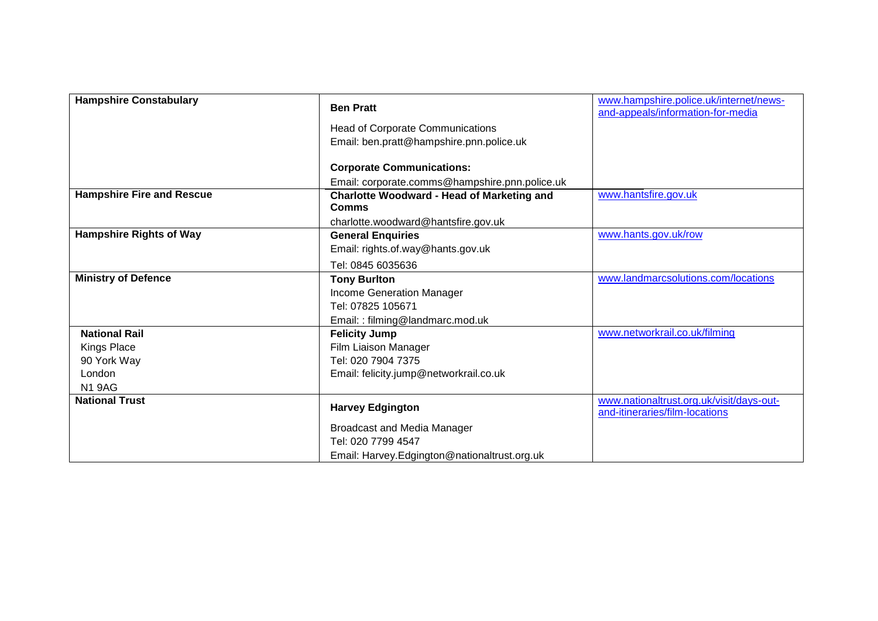| | | |
|---|---|---|
| **Hampshire Constabulary** | **Ben Pratt**<br>Head of Corporate Communications<br>Email: ben.pratt@hampshire.pnn.police.uk<br><br>**Corporate Communications:**<br>Email: corporate.comms@hampshire.pnn.police.uk | www.hampshire.police.uk/internet/news-and-appeals/information-for-media |
| **Hampshire Fire and Rescue** | **Charlotte Woodward - Head of Marketing and Comms**<br>charlotte.woodward@hantsfire.gov.uk | www.hantsfire.gov.uk |
| **Hampshire Rights of Way** | **General Enquiries**<br>Email: rights.of.way@hants.gov.uk<br>Tel: 0845 6035636 | www.hants.gov.uk/row |
| **Ministry of Defence** | **Tony Burlton**<br>Income Generation Manager<br>Tel: 07825 105671<br>Email: : filming@landmarc.mod.uk | www.landmarcsolutions.com/locations |
| **National Rail**<br>Kings Place<br>90 York Way<br>London<br>N1 9AG | **Felicity Jump**<br>Film Liaison Manager<br>Tel: 020 7904 7375<br>Email: felicity.jump@networkrail.co.uk | www.networkrail.co.uk/filming |
| **National Trust** | **Harvey Edgington**<br>Broadcast and Media Manager<br>Tel: 020 7799 4547<br>Email: Harvey.Edgington@nationaltrust.org.uk | www.nationaltrust.org.uk/visit/days-out-and-itineraries/film-locations |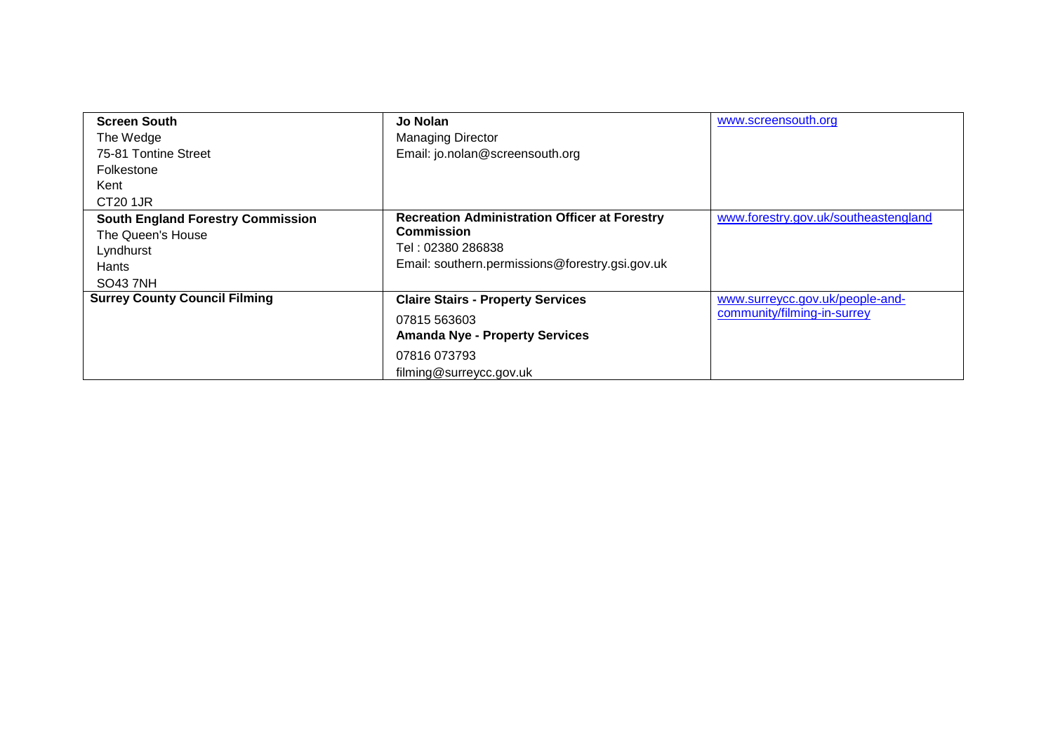| | | |
|---|---|---|
| **Screen South**<br>The Wedge<br>75-81 Tontine Street<br>Folkestone<br>Kent<br>CT20 1JR | **Jo Nolan**<br>Managing Director<br>Email: jo.nolan@screensouth.org | www.screensouth.org |
| **South England Forestry Commission**<br>The Queen's House<br>Lyndhurst<br>Hants<br>SO43 7NH | **Recreation Administration Officer at Forestry Commission**<br>Tel : 02380 286838<br>Email: southern.permissions@forestry.gsi.gov.uk | www.forestry.gov.uk/southeastengland |
| **Surrey County Council Filming** | **Claire Stairs - Property Services**<br>07815 563603<br>**Amanda Nye - Property Services**<br>07816 073793<br>filming@surreycc.gov.uk | www.surreycc.gov.uk/people-and-community/filming-in-surrey |